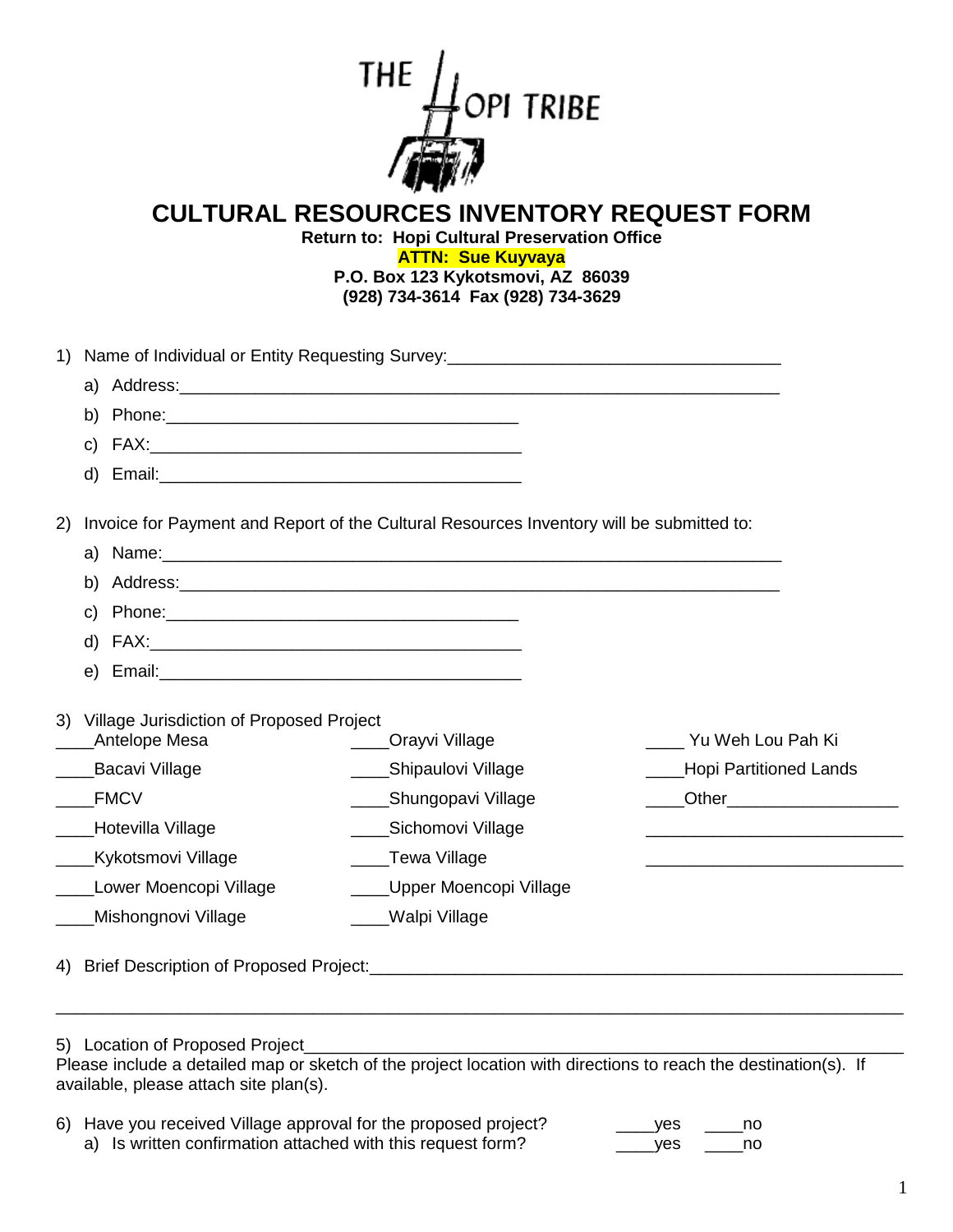THE HOPI TRIBE

# CULTURAL RESOURCES INVENTORY REQUEST FORM

**Return to: Hopi Cultural Preservation Office**
**ATTN: Sue Kuyvaya**
**P.O. Box 123 Kykotsmovi, AZ 86039**
**(928) 734-3614 Fax (928) 734-3629**

1) Name of Individual or Entity Requesting Survey:___________________________________
   a) Address:_________________________________________________________________
   b) Phone:_____________________________________
   c) FAX:_______________________________________
   d) Email:_____________________________________

2) Invoice for Payment and Report of the Cultural Resources Inventory will be submitted to:
   a) Name:__________________________________________________________________
   b) Address:_________________________________________________________________
   c) Phone:_____________________________________
   d) FAX:_______________________________________
   e) Email:_____________________________________

3) Village Jurisdiction of Proposed Project

| | | |
|---|---|---|
| ____Antelope Mesa | ____Orayvi Village | ____ Yu Weh Lou Pah Ki |
| ____Bacavi Village | ____Shipaulovi Village | ____Hopi Partitioned Lands |
| ____FMCV | ____Shungopavi Village | ____Other__________________ |
| ____Hotevilla Village | ____Sichomovi Village | ___________________________ |
| ____Kykotsmovi Village | ____Tewa Village | ___________________________ |
| ____Lower Moencopi Village | ____Upper Moencopi Village | |
| ____Mishongnovi Village | ____Walpi Village | |

4) Brief Description of Proposed Project:_________________________________________________

_____________________________________________________________________________________

5) Location of Proposed Project_______________________________________________________
Please include a detailed map or sketch of the project location with directions to reach the destination(s). If available, please attach site plan(s).

6) Have you received Village approval for the proposed project? ____yes ____no
   a) Is written confirmation attached with this request form? ____yes ____no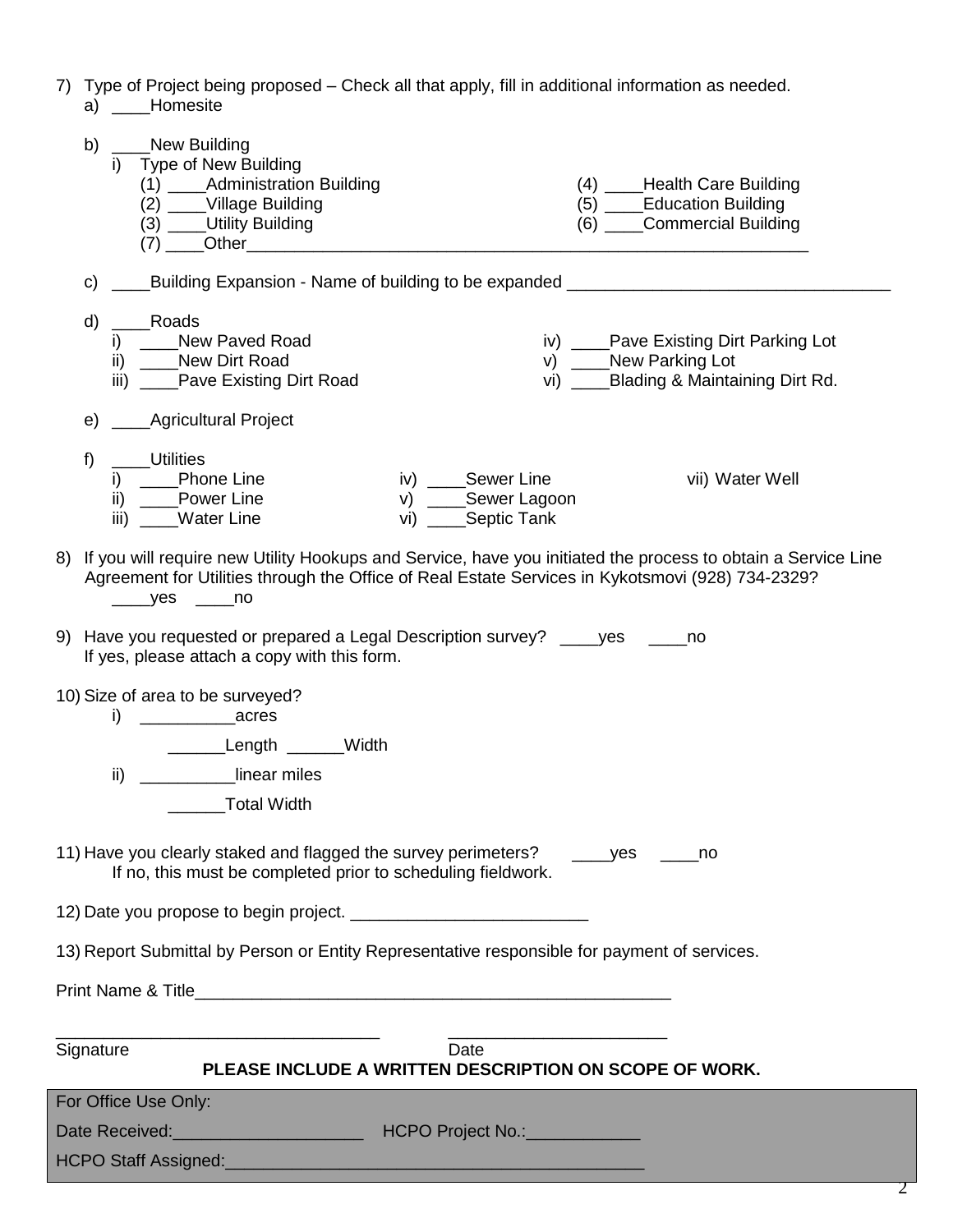7) Type of Project being proposed – Check all that apply, fill in additional information as needed.
   a) ____Homesite

   b) ____New Building
      i) Type of New Building
         (1) ____Administration Building
         (2) ____Village Building
         (3) ____Utility Building
         (4) ____Health Care Building
         (5) ____Education Building
         (6) ____Commercial Building
         (7) ____Other______________________________________________________________

   c) ____Building Expansion - Name of building to be expanded __________________________________

   d) ____Roads
      i) ____New Paved Road
      ii) ____New Dirt Road
      iii) ____Pave Existing Dirt Road
      iv) ____Pave Existing Dirt Parking Lot
      v) ____New Parking Lot
      vi) ____Blading & Maintaining Dirt Rd.

   e) ____Agricultural Project

   f) ____Utilities
      i) ____Phone Line
      ii) ____Power Line
      iii) ____Water Line
      iv) ____Sewer Line
      v) ____Sewer Lagoon
      vi) ____Septic Tank
      vii) Water Well

8) If you will require new Utility Hookups and Service, have you initiated the process to obtain a Service Line Agreement for Utilities through the Office of Real Estate Services in Kykotsmovi (928) 734-2329?
   ____yes ____no

9) Have you requested or prepared a Legal Description survey? ____yes ____no
   If yes, please attach a copy with this form.

10) Size of area to be surveyed?
    i) __________acres

       ______Length ______Width

    ii) __________linear miles

       ______Total Width

11) Have you clearly staked and flagged the survey perimeters? ____yes ____no
    If no, this must be completed prior to scheduling fieldwork.

12) Date you propose to begin project. _________________________

13) Report Submittal by Person or Entity Representative responsible for payment of services.

Print Name & Title____________________________________________________

__________________________________ _______________________

Signature Date

**PLEASE INCLUDE A WRITTEN DESCRIPTION ON SCOPE OF WORK.**

For Office Use Only:

Date Received:____________________ HCPO Project No.:____________

HCPO Staff Assigned:_____________________________________________